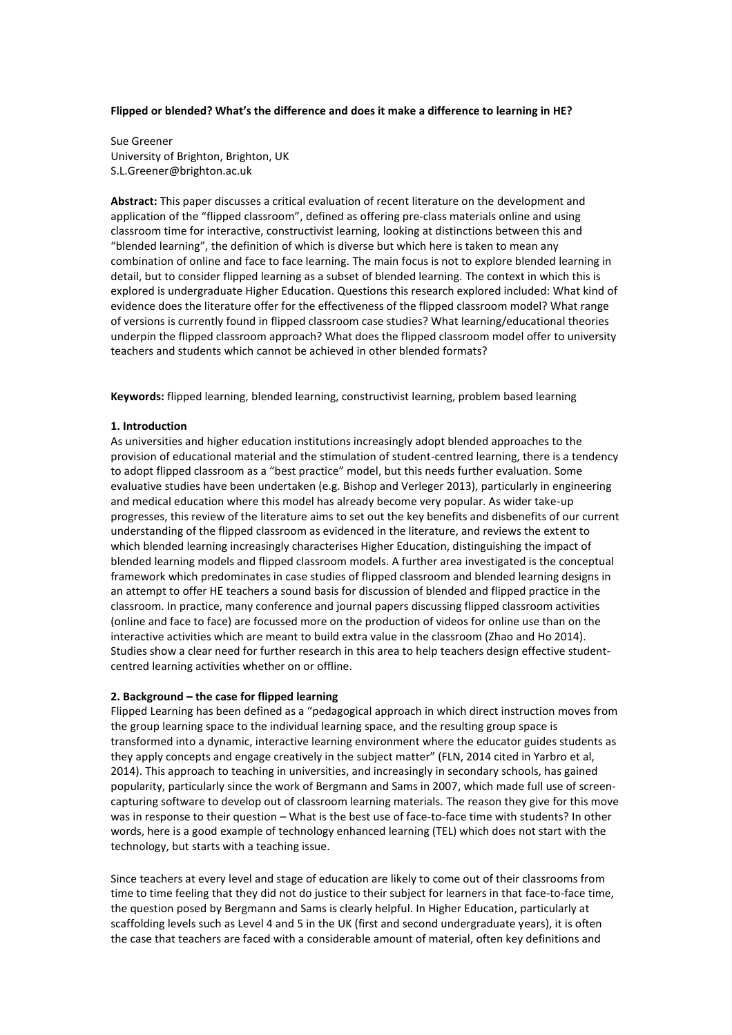**Flipped or blended? What's the difference and does it make a difference to learning in HE?**

Sue Greener
University of Brighton, Brighton, UK
S.L.Greener@brighton.ac.uk

**Abstract:** This paper discusses a critical evaluation of recent literature on the development and application of the "flipped classroom", defined as offering pre-class materials online and using classroom time for interactive, constructivist learning, looking at distinctions between this and "blended learning", the definition of which is diverse but which here is taken to mean any combination of online and face to face learning. The main focus is not to explore blended learning in detail, but to consider flipped learning as a subset of blended learning. The context in which this is explored is undergraduate Higher Education. Questions this research explored included: What kind of evidence does the literature offer for the effectiveness of the flipped classroom model? What range of versions is currently found in flipped classroom case studies? What learning/educational theories underpin the flipped classroom approach? What does the flipped classroom model offer to university teachers and students which cannot be achieved in other blended formats?

**Keywords:** flipped learning, blended learning, constructivist learning, problem based learning

## 1. Introduction

As universities and higher education institutions increasingly adopt blended approaches to the provision of educational material and the stimulation of student-centred learning, there is a tendency to adopt flipped classroom as a "best practice" model, but this needs further evaluation. Some evaluative studies have been undertaken (e.g. Bishop and Verleger 2013), particularly in engineering and medical education where this model has already become very popular. As wider take-up progresses, this review of the literature aims to set out the key benefits and disbenefits of our current understanding of the flipped classroom as evidenced in the literature, and reviews the extent to which blended learning increasingly characterises Higher Education, distinguishing the impact of blended learning models and flipped classroom models. A further area investigated is the conceptual framework which predominates in case studies of flipped classroom and blended learning designs in an attempt to offer HE teachers a sound basis for discussion of blended and flipped practice in the classroom. In practice, many conference and journal papers discussing flipped classroom activities (online and face to face) are focussed more on the production of videos for online use than on the interactive activities which are meant to build extra value in the classroom (Zhao and Ho 2014). Studies show a clear need for further research in this area to help teachers design effective student-centred learning activities whether on or offline.

## 2. Background – the case for flipped learning

Flipped Learning has been defined as a "pedagogical approach in which direct instruction moves from the group learning space to the individual learning space, and the resulting group space is transformed into a dynamic, interactive learning environment where the educator guides students as they apply concepts and engage creatively in the subject matter" (FLN, 2014 cited in Yarbro et al, 2014). This approach to teaching in universities, and increasingly in secondary schools, has gained popularity, particularly since the work of Bergmann and Sams in 2007, which made full use of screen-capturing software to develop out of classroom learning materials. The reason they give for this move was in response to their question – What is the best use of face-to-face time with students? In other words, here is a good example of technology enhanced learning (TEL) which does not start with the technology, but starts with a teaching issue.

Since teachers at every level and stage of education are likely to come out of their classrooms from time to time feeling that they did not do justice to their subject for learners in that face-to-face time, the question posed by Bergmann and Sams is clearly helpful. In Higher Education, particularly at scaffolding levels such as Level 4 and 5 in the UK (first and second undergraduate years), it is often the case that teachers are faced with a considerable amount of material, often key definitions and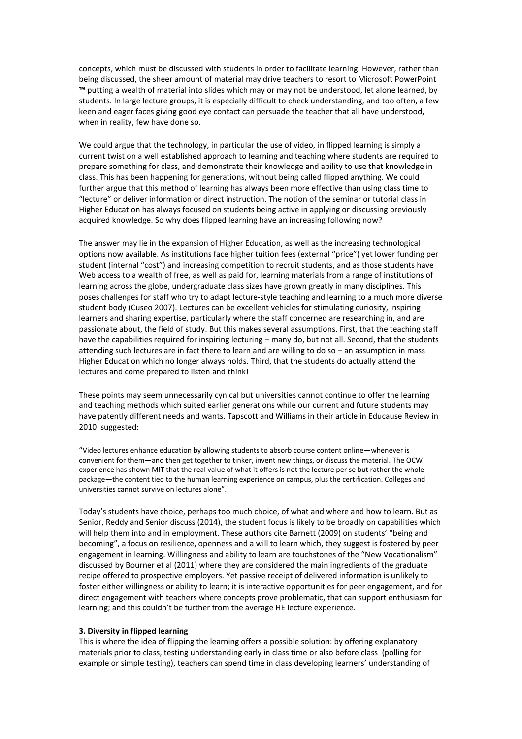concepts, which must be discussed with students in order to facilitate learning. However, rather than being discussed, the sheer amount of material may drive teachers to resort to Microsoft PowerPoint ™ putting a wealth of material into slides which may or may not be understood, let alone learned, by students. In large lecture groups, it is especially difficult to check understanding, and too often, a few keen and eager faces giving good eye contact can persuade the teacher that all have understood, when in reality, few have done so.

We could argue that the technology, in particular the use of video, in flipped learning is simply a current twist on a well established approach to learning and teaching where students are required to prepare something for class, and demonstrate their knowledge and ability to use that knowledge in class. This has been happening for generations, without being called flipped anything. We could further argue that this method of learning has always been more effective than using class time to "lecture" or deliver information or direct instruction. The notion of the seminar or tutorial class in Higher Education has always focused on students being active in applying or discussing previously acquired knowledge. So why does flipped learning have an increasing following now?

The answer may lie in the expansion of Higher Education, as well as the increasing technological options now available. As institutions face higher tuition fees (external "price") yet lower funding per student (internal "cost") and increasing competition to recruit students, and as those students have Web access to a wealth of free, as well as paid for, learning materials from a range of institutions of learning across the globe, undergraduate class sizes have grown greatly in many disciplines. This poses challenges for staff who try to adapt lecture-style teaching and learning to a much more diverse student body (Cuseo 2007). Lectures can be excellent vehicles for stimulating curiosity, inspiring learners and sharing expertise, particularly where the staff concerned are researching in, and are passionate about, the field of study. But this makes several assumptions. First, that the teaching staff have the capabilities required for inspiring lecturing – many do, but not all. Second, that the students attending such lectures are in fact there to learn and are willing to do so – an assumption in mass Higher Education which no longer always holds. Third, that the students do actually attend the lectures and come prepared to listen and think!

These points may seem unnecessarily cynical but universities cannot continue to offer the learning and teaching methods which suited earlier generations while our current and future students may have patently different needs and wants. Tapscott and Williams in their article in Educause Review in 2010 suggested:

"Video lectures enhance education by allowing students to absorb course content online—whenever is convenient for them—and then get together to tinker, invent new things, or discuss the material. The OCW experience has shown MIT that the real value of what it offers is not the lecture per se but rather the whole package—the content tied to the human learning experience on campus, plus the certification. Colleges and universities cannot survive on lectures alone".

Today's students have choice, perhaps too much choice, of what and where and how to learn. But as Senior, Reddy and Senior discuss (2014), the student focus is likely to be broadly on capabilities which will help them into and in employment. These authors cite Barnett (2009) on students' "being and becoming", a focus on resilience, openness and a will to learn which, they suggest is fostered by peer engagement in learning. Willingness and ability to learn are touchstones of the "New Vocationalism" discussed by Bourner et al (2011) where they are considered the main ingredients of the graduate recipe offered to prospective employers. Yet passive receipt of delivered information is unlikely to foster either willingness or ability to learn; it is interactive opportunities for peer engagement, and for direct engagement with teachers where concepts prove problematic, that can support enthusiasm for learning; and this couldn't be further from the average HE lecture experience.

**3. Diversity in flipped learning**

This is where the idea of flipping the learning offers a possible solution: by offering explanatory materials prior to class, testing understanding early in class time or also before class (polling for example or simple testing), teachers can spend time in class developing learners' understanding of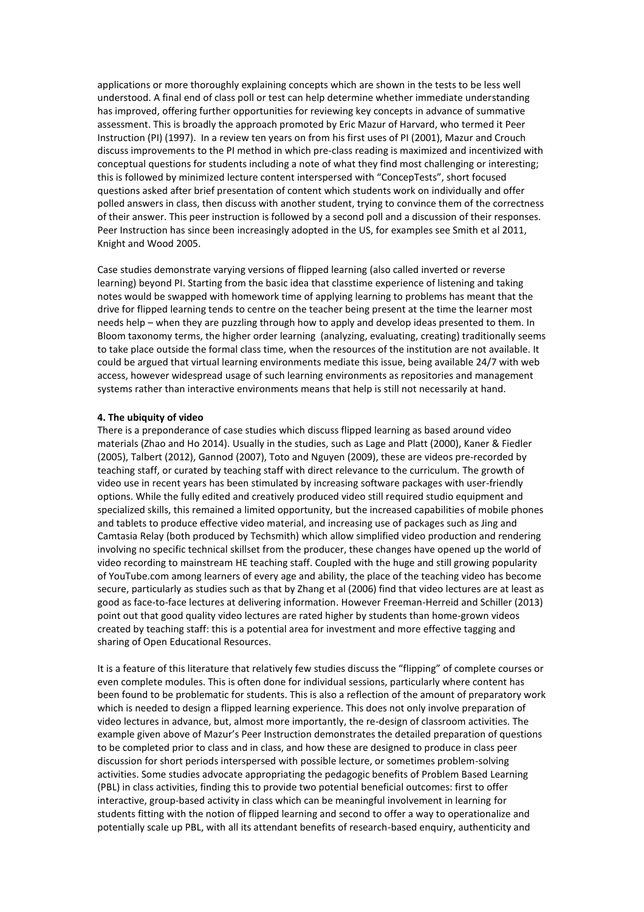applications or more thoroughly explaining concepts which are shown in the tests to be less well understood. A final end of class poll or test can help determine whether immediate understanding has improved, offering further opportunities for reviewing key concepts in advance of summative assessment. This is broadly the approach promoted by Eric Mazur of Harvard, who termed it Peer Instruction (PI) (1997). In a review ten years on from his first uses of PI (2001), Mazur and Crouch discuss improvements to the PI method in which pre-class reading is maximized and incentivized with conceptual questions for students including a note of what they find most challenging or interesting; this is followed by minimized lecture content interspersed with "ConcepTests", short focused questions asked after brief presentation of content which students work on individually and offer polled answers in class, then discuss with another student, trying to convince them of the correctness of their answer. This peer instruction is followed by a second poll and a discussion of their responses. Peer Instruction has since been increasingly adopted in the US, for examples see Smith et al 2011, Knight and Wood 2005.

Case studies demonstrate varying versions of flipped learning (also called inverted or reverse learning) beyond PI. Starting from the basic idea that classtime experience of listening and taking notes would be swapped with homework time of applying learning to problems has meant that the drive for flipped learning tends to centre on the teacher being present at the time the learner most needs help – when they are puzzling through how to apply and develop ideas presented to them. In Bloom taxonomy terms, the higher order learning (analyzing, evaluating, creating) traditionally seems to take place outside the formal class time, when the resources of the institution are not available. It could be argued that virtual learning environments mediate this issue, being available 24/7 with web access, however widespread usage of such learning environments as repositories and management systems rather than interactive environments means that help is still not necessarily at hand.

**4. The ubiquity of video**

There is a preponderance of case studies which discuss flipped learning as based around video materials (Zhao and Ho 2014). Usually in the studies, such as Lage and Platt (2000), Kaner & Fiedler (2005), Talbert (2012), Gannod (2007), Toto and Nguyen (2009), these are videos pre-recorded by teaching staff, or curated by teaching staff with direct relevance to the curriculum. The growth of video use in recent years has been stimulated by increasing software packages with user-friendly options. While the fully edited and creatively produced video still required studio equipment and specialized skills, this remained a limited opportunity, but the increased capabilities of mobile phones and tablets to produce effective video material, and increasing use of packages such as Jing and Camtasia Relay (both produced by Techsmith) which allow simplified video production and rendering involving no specific technical skillset from the producer, these changes have opened up the world of video recording to mainstream HE teaching staff. Coupled with the huge and still growing popularity of YouTube.com among learners of every age and ability, the place of the teaching video has become secure, particularly as studies such as that by Zhang et al (2006) find that video lectures are at least as good as face-to-face lectures at delivering information. However Freeman-Herreid and Schiller (2013) point out that good quality video lectures are rated higher by students than home-grown videos created by teaching staff: this is a potential area for investment and more effective tagging and sharing of Open Educational Resources.

It is a feature of this literature that relatively few studies discuss the "flipping" of complete courses or even complete modules. This is often done for individual sessions, particularly where content has been found to be problematic for students. This is also a reflection of the amount of preparatory work which is needed to design a flipped learning experience. This does not only involve preparation of video lectures in advance, but, almost more importantly, the re-design of classroom activities. The example given above of Mazur's Peer Instruction demonstrates the detailed preparation of questions to be completed prior to class and in class, and how these are designed to produce in class peer discussion for short periods interspersed with possible lecture, or sometimes problem-solving activities. Some studies advocate appropriating the pedagogic benefits of Problem Based Learning (PBL) in class activities, finding this to provide two potential beneficial outcomes: first to offer interactive, group-based activity in class which can be meaningful involvement in learning for students fitting with the notion of flipped learning and second to offer a way to operationalize and potentially scale up PBL, with all its attendant benefits of research-based enquiry, authenticity and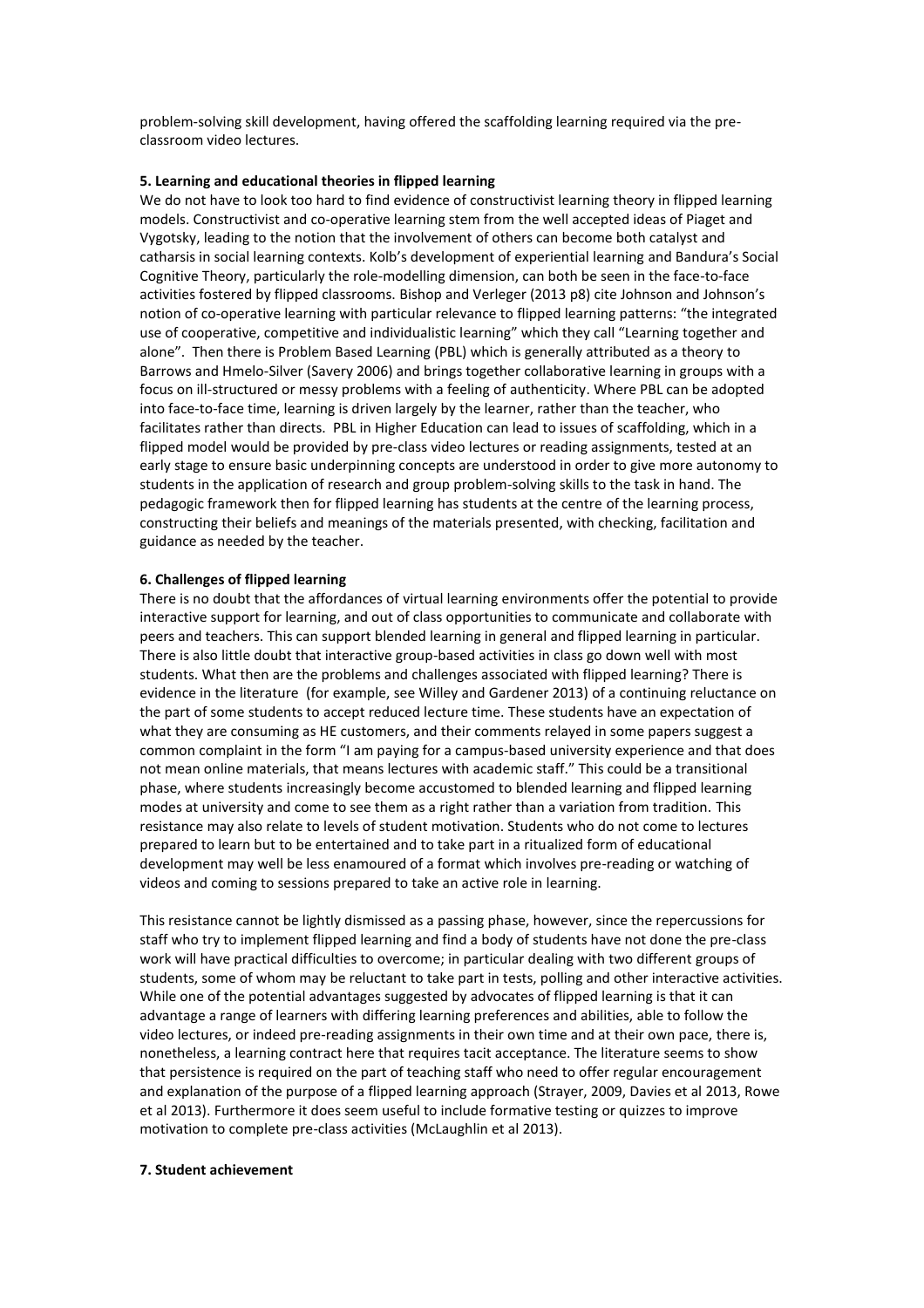problem-solving skill development, having offered the scaffolding learning required via the pre-classroom video lectures.

**5. Learning and educational theories in flipped learning**

We do not have to look too hard to find evidence of constructivist learning theory in flipped learning models. Constructivist and co-operative learning stem from the well accepted ideas of Piaget and Vygotsky, leading to the notion that the involvement of others can become both catalyst and catharsis in social learning contexts. Kolb's development of experiential learning and Bandura's Social Cognitive Theory, particularly the role-modelling dimension, can both be seen in the face-to-face activities fostered by flipped classrooms. Bishop and Verleger (2013 p8) cite Johnson and Johnson's notion of co-operative learning with particular relevance to flipped learning patterns: "the integrated use of cooperative, competitive and individualistic learning" which they call "Learning together and alone". Then there is Problem Based Learning (PBL) which is generally attributed as a theory to Barrows and Hmelo-Silver (Savery 2006) and brings together collaborative learning in groups with a focus on ill-structured or messy problems with a feeling of authenticity. Where PBL can be adopted into face-to-face time, learning is driven largely by the learner, rather than the teacher, who facilitates rather than directs. PBL in Higher Education can lead to issues of scaffolding, which in a flipped model would be provided by pre-class video lectures or reading assignments, tested at an early stage to ensure basic underpinning concepts are understood in order to give more autonomy to students in the application of research and group problem-solving skills to the task in hand. The pedagogic framework then for flipped learning has students at the centre of the learning process, constructing their beliefs and meanings of the materials presented, with checking, facilitation and guidance as needed by the teacher.

**6. Challenges of flipped learning**

There is no doubt that the affordances of virtual learning environments offer the potential to provide interactive support for learning, and out of class opportunities to communicate and collaborate with peers and teachers. This can support blended learning in general and flipped learning in particular. There is also little doubt that interactive group-based activities in class go down well with most students. What then are the problems and challenges associated with flipped learning? There is evidence in the literature (for example, see Willey and Gardener 2013) of a continuing reluctance on the part of some students to accept reduced lecture time. These students have an expectation of what they are consuming as HE customers, and their comments relayed in some papers suggest a common complaint in the form "I am paying for a campus-based university experience and that does not mean online materials, that means lectures with academic staff." This could be a transitional phase, where students increasingly become accustomed to blended learning and flipped learning modes at university and come to see them as a right rather than a variation from tradition. This resistance may also relate to levels of student motivation. Students who do not come to lectures prepared to learn but to be entertained and to take part in a ritualized form of educational development may well be less enamoured of a format which involves pre-reading or watching of videos and coming to sessions prepared to take an active role in learning.

This resistance cannot be lightly dismissed as a passing phase, however, since the repercussions for staff who try to implement flipped learning and find a body of students have not done the pre-class work will have practical difficulties to overcome; in particular dealing with two different groups of students, some of whom may be reluctant to take part in tests, polling and other interactive activities. While one of the potential advantages suggested by advocates of flipped learning is that it can advantage a range of learners with differing learning preferences and abilities, able to follow the video lectures, or indeed pre-reading assignments in their own time and at their own pace, there is, nonetheless, a learning contract here that requires tacit acceptance. The literature seems to show that persistence is required on the part of teaching staff who need to offer regular encouragement and explanation of the purpose of a flipped learning approach (Strayer, 2009, Davies et al 2013, Rowe et al 2013). Furthermore it does seem useful to include formative testing or quizzes to improve motivation to complete pre-class activities (McLaughlin et al 2013).

**7. Student achievement**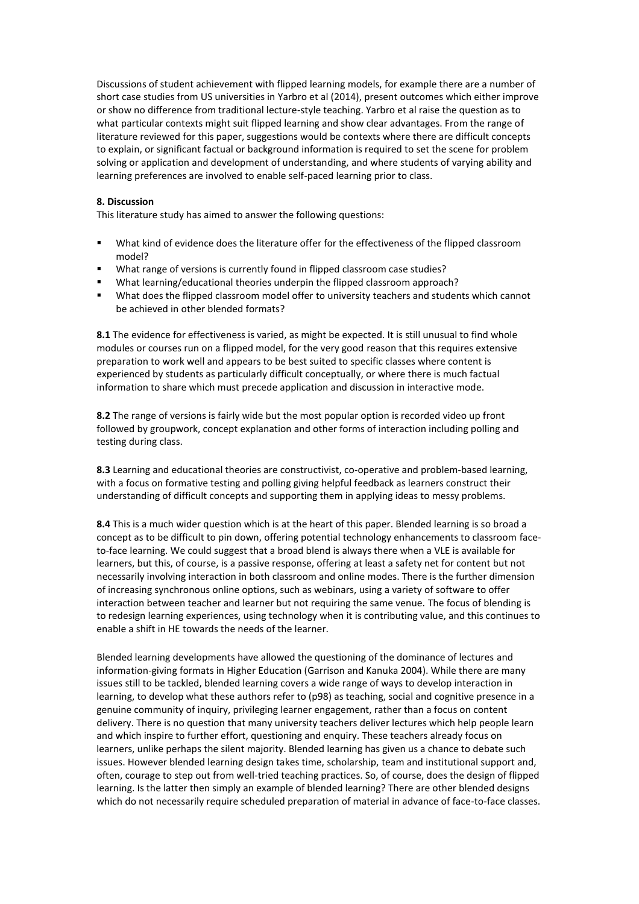Discussions of student achievement with flipped learning models, for example there are a number of short case studies from US universities in Yarbro et al (2014), present outcomes which either improve or show no difference from traditional lecture-style teaching. Yarbro et al raise the question as to what particular contexts might suit flipped learning and show clear advantages. From the range of literature reviewed for this paper, suggestions would be contexts where there are difficult concepts to explain, or significant factual or background information is required to set the scene for problem solving or application and development of understanding, and where students of varying ability and learning preferences are involved to enable self-paced learning prior to class.

**8. Discussion**

This literature study has aimed to answer the following questions:

- What kind of evidence does the literature offer for the effectiveness of the flipped classroom model?
- What range of versions is currently found in flipped classroom case studies?
- What learning/educational theories underpin the flipped classroom approach?
- What does the flipped classroom model offer to university teachers and students which cannot be achieved in other blended formats?

**8.1** The evidence for effectiveness is varied, as might be expected. It is still unusual to find whole modules or courses run on a flipped model, for the very good reason that this requires extensive preparation to work well and appears to be best suited to specific classes where content is experienced by students as particularly difficult conceptually, or where there is much factual information to share which must precede application and discussion in interactive mode.

**8.2** The range of versions is fairly wide but the most popular option is recorded video up front followed by groupwork, concept explanation and other forms of interaction including polling and testing during class.

**8.3** Learning and educational theories are constructivist, co-operative and problem-based learning, with a focus on formative testing and polling giving helpful feedback as learners construct their understanding of difficult concepts and supporting them in applying ideas to messy problems.

**8.4** This is a much wider question which is at the heart of this paper. Blended learning is so broad a concept as to be difficult to pin down, offering potential technology enhancements to classroom face-to-face learning. We could suggest that a broad blend is always there when a VLE is available for learners, but this, of course, is a passive response, offering at least a safety net for content but not necessarily involving interaction in both classroom and online modes. There is the further dimension of increasing synchronous online options, such as webinars, using a variety of software to offer interaction between teacher and learner but not requiring the same venue. The focus of blending is to redesign learning experiences, using technology when it is contributing value, and this continues to enable a shift in HE towards the needs of the learner.

Blended learning developments have allowed the questioning of the dominance of lectures and information-giving formats in Higher Education (Garrison and Kanuka 2004). While there are many issues still to be tackled, blended learning covers a wide range of ways to develop interaction in learning, to develop what these authors refer to (p98) as teaching, social and cognitive presence in a genuine community of inquiry, privileging learner engagement, rather than a focus on content delivery. There is no question that many university teachers deliver lectures which help people learn and which inspire to further effort, questioning and enquiry. These teachers already focus on learners, unlike perhaps the silent majority. Blended learning has given us a chance to debate such issues. However blended learning design takes time, scholarship, team and institutional support and, often, courage to step out from well-tried teaching practices. So, of course, does the design of flipped learning. Is the latter then simply an example of blended learning? There are other blended designs which do not necessarily require scheduled preparation of material in advance of face-to-face classes.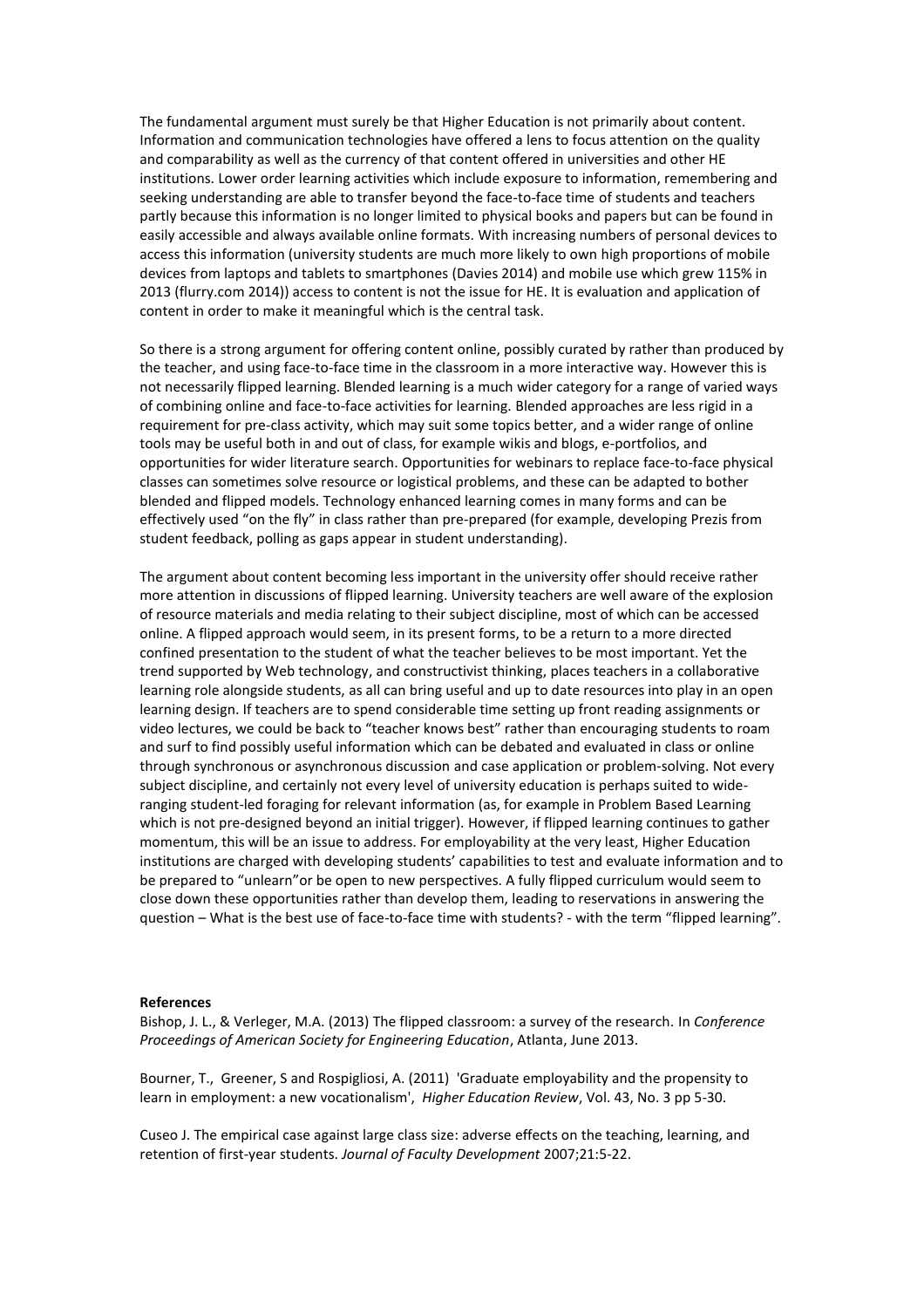The fundamental argument must surely be that Higher Education is not primarily about content. Information and communication technologies have offered a lens to focus attention on the quality and comparability as well as the currency of that content offered in universities and other HE institutions. Lower order learning activities which include exposure to information, remembering and seeking understanding are able to transfer beyond the face-to-face time of students and teachers partly because this information is no longer limited to physical books and papers but can be found in easily accessible and always available online formats. With increasing numbers of personal devices to access this information (university students are much more likely to own high proportions of mobile devices from laptops and tablets to smartphones (Davies 2014) and mobile use which grew 115% in 2013 (flurry.com 2014)) access to content is not the issue for HE. It is evaluation and application of content in order to make it meaningful which is the central task.

So there is a strong argument for offering content online, possibly curated by rather than produced by the teacher, and using face-to-face time in the classroom in a more interactive way. However this is not necessarily flipped learning. Blended learning is a much wider category for a range of varied ways of combining online and face-to-face activities for learning. Blended approaches are less rigid in a requirement for pre-class activity, which may suit some topics better, and a wider range of online tools may be useful both in and out of class, for example wikis and blogs, e-portfolios, and opportunities for wider literature search. Opportunities for webinars to replace face-to-face physical classes can sometimes solve resource or logistical problems, and these can be adapted to bother blended and flipped models. Technology enhanced learning comes in many forms and can be effectively used "on the fly" in class rather than pre-prepared (for example, developing Prezis from student feedback, polling as gaps appear in student understanding).

The argument about content becoming less important in the university offer should receive rather more attention in discussions of flipped learning. University teachers are well aware of the explosion of resource materials and media relating to their subject discipline, most of which can be accessed online. A flipped approach would seem, in its present forms, to be a return to a more directed confined presentation to the student of what the teacher believes to be most important. Yet the trend supported by Web technology, and constructivist thinking, places teachers in a collaborative learning role alongside students, as all can bring useful and up to date resources into play in an open learning design. If teachers are to spend considerable time setting up front reading assignments or video lectures, we could be back to "teacher knows best" rather than encouraging students to roam and surf to find possibly useful information which can be debated and evaluated in class or online through synchronous or asynchronous discussion and case application or problem-solving. Not every subject discipline, and certainly not every level of university education is perhaps suited to wide-ranging student-led foraging for relevant information (as, for example in Problem Based Learning which is not pre-designed beyond an initial trigger). However, if flipped learning continues to gather momentum, this will be an issue to address. For employability at the very least, Higher Education institutions are charged with developing students' capabilities to test and evaluate information and to be prepared to "unlearn"or be open to new perspectives. A fully flipped curriculum would seem to close down these opportunities rather than develop them, leading to reservations in answering the question – What is the best use of face-to-face time with students? - with the term "flipped learning".

**References**

Bishop, J. L., & Verleger, M.A. (2013) The flipped classroom: a survey of the research. In *Conference Proceedings of American Society for Engineering Education*, Atlanta, June 2013.

Bourner, T., Greener, S and Rospigliosi, A. (2011) 'Graduate employability and the propensity to learn in employment: a new vocationalism', *Higher Education Review*, Vol. 43, No. 3 pp 5-30.

Cuseo J. The empirical case against large class size: adverse effects on the teaching, learning, and retention of first-year students. *Journal of Faculty Development* 2007;21:5-22.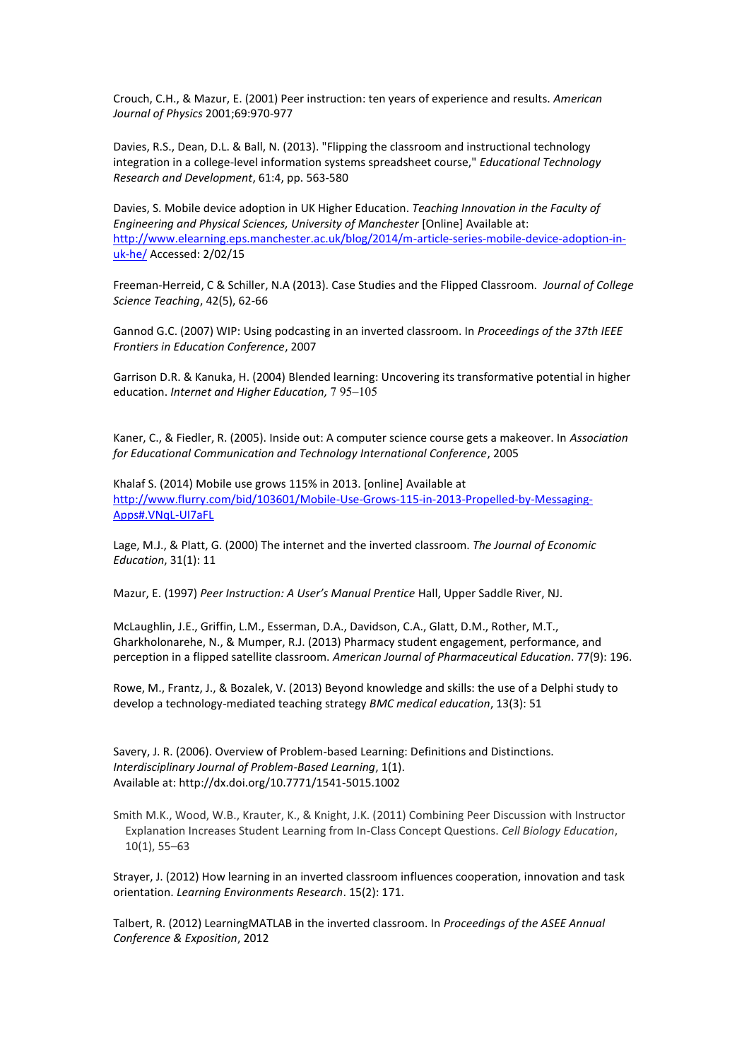Crouch, C.H., & Mazur, E. (2001) Peer instruction: ten years of experience and results. *American Journal of Physics* 2001;69:970-977

Davies, R.S., Dean, D.L. & Ball, N. (2013). "Flipping the classroom and instructional technology integration in a college-level information systems spreadsheet course," *Educational Technology Research and Development*, 61:4, pp. 563-580

Davies, S. Mobile device adoption in UK Higher Education. *Teaching Innovation in the Faculty of Engineering and Physical Sciences, University of Manchester* [Online] Available at: http://www.elearning.eps.manchester.ac.uk/blog/2014/m-article-series-mobile-device-adoption-in-uk-he/ Accessed: 2/02/15

Freeman-Herreid, C & Schiller, N.A (2013). Case Studies and the Flipped Classroom. *Journal of College Science Teaching*, 42(5), 62-66

Gannod G.C. (2007) WIP: Using podcasting in an inverted classroom. In *Proceedings of the 37th IEEE Frontiers in Education Conference*, 2007

Garrison D.R. & Kanuka, H. (2004) Blended learning: Uncovering its transformative potential in higher education. *Internet and Higher Education,* 7 95–105

Kaner, C., & Fiedler, R. (2005). Inside out: A computer science course gets a makeover. In *Association for Educational Communication and Technology International Conference*, 2005

Khalaf S. (2014) Mobile use grows 115% in 2013. [online] Available at http://www.flurry.com/bid/103601/Mobile-Use-Grows-115-in-2013-Propelled-by-Messaging-Apps#.VNqL-UI7aFL

Lage, M.J., & Platt, G. (2000) The internet and the inverted classroom. *The Journal of Economic Education*, 31(1): 11

Mazur, E. (1997) *Peer Instruction: A User's Manual Prentice* Hall, Upper Saddle River, NJ.

McLaughlin, J.E., Griffin, L.M., Esserman, D.A., Davidson, C.A., Glatt, D.M., Rother, M.T., Gharkholonarehe, N., & Mumper, R.J. (2013) Pharmacy student engagement, performance, and perception in a flipped satellite classroom. *American Journal of Pharmaceutical Education*. 77(9): 196.

Rowe, M., Frantz, J., & Bozalek, V. (2013) Beyond knowledge and skills: the use of a Delphi study to develop a technology-mediated teaching strategy *BMC medical education*, 13(3): 51

Savery, J. R. (2006). Overview of Problem-based Learning: Definitions and Distinctions. *Interdisciplinary Journal of Problem-Based Learning*, 1(1).
Available at: http://dx.doi.org/10.7771/1541-5015.1002

Smith M.K., Wood, W.B., Krauter, K., & Knight, J.K. (2011) Combining Peer Discussion with Instructor Explanation Increases Student Learning from In-Class Concept Questions. *Cell Biology Education*, 10(1), 55–63

Strayer, J. (2012) How learning in an inverted classroom influences cooperation, innovation and task orientation. *Learning Environments Research*. 15(2): 171.

Talbert, R. (2012) LearningMATLAB in the inverted classroom. In *Proceedings of the ASEE Annual Conference & Exposition*, 2012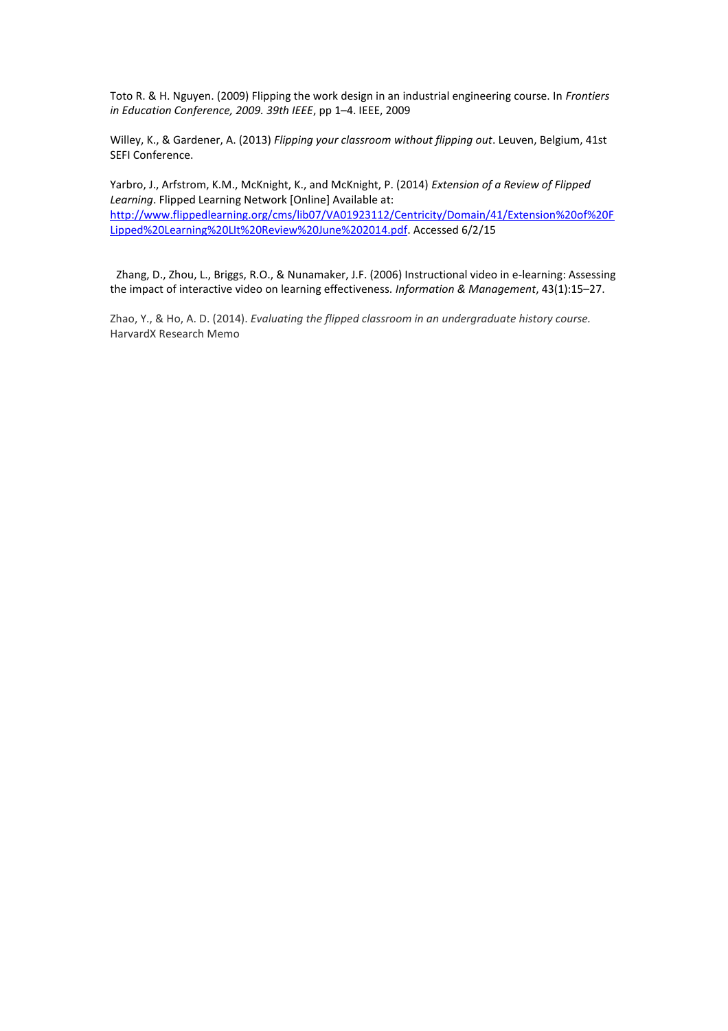Toto R. & H. Nguyen. (2009) Flipping the work design in an industrial engineering course. In *Frontiers in Education Conference, 2009. 39th IEEE*, pp 1–4. IEEE, 2009

Willey, K., & Gardener, A. (2013) *Flipping your classroom without flipping out*. Leuven, Belgium, 41st SEFI Conference.

Yarbro, J., Arfstrom, K.M., McKnight, K., and McKnight, P. (2014) *Extension of a Review of Flipped Learning*. Flipped Learning Network [Online] Available at: [http://www.flippedlearning.org/cms/lib07/VA01923112/Centricity/Domain/41/Extension%20of%20FLipped%20Learning%20LIt%20Review%20June%202014.pdf](http://www.flippedlearning.org/cms/lib07/VA01923112/Centricity/Domain/41/Extension%20of%20FLipped%20Learning%20LIt%20Review%20June%202014.pdf). Accessed 6/2/15

Zhang, D., Zhou, L., Briggs, R.O., & Nunamaker, J.F. (2006) Instructional video in e-learning: Assessing the impact of interactive video on learning effectiveness. *Information & Management*, 43(1):15–27.

Zhao, Y., & Ho, A. D. (2014). *Evaluating the flipped classroom in an undergraduate history course.* HarvardX Research Memo